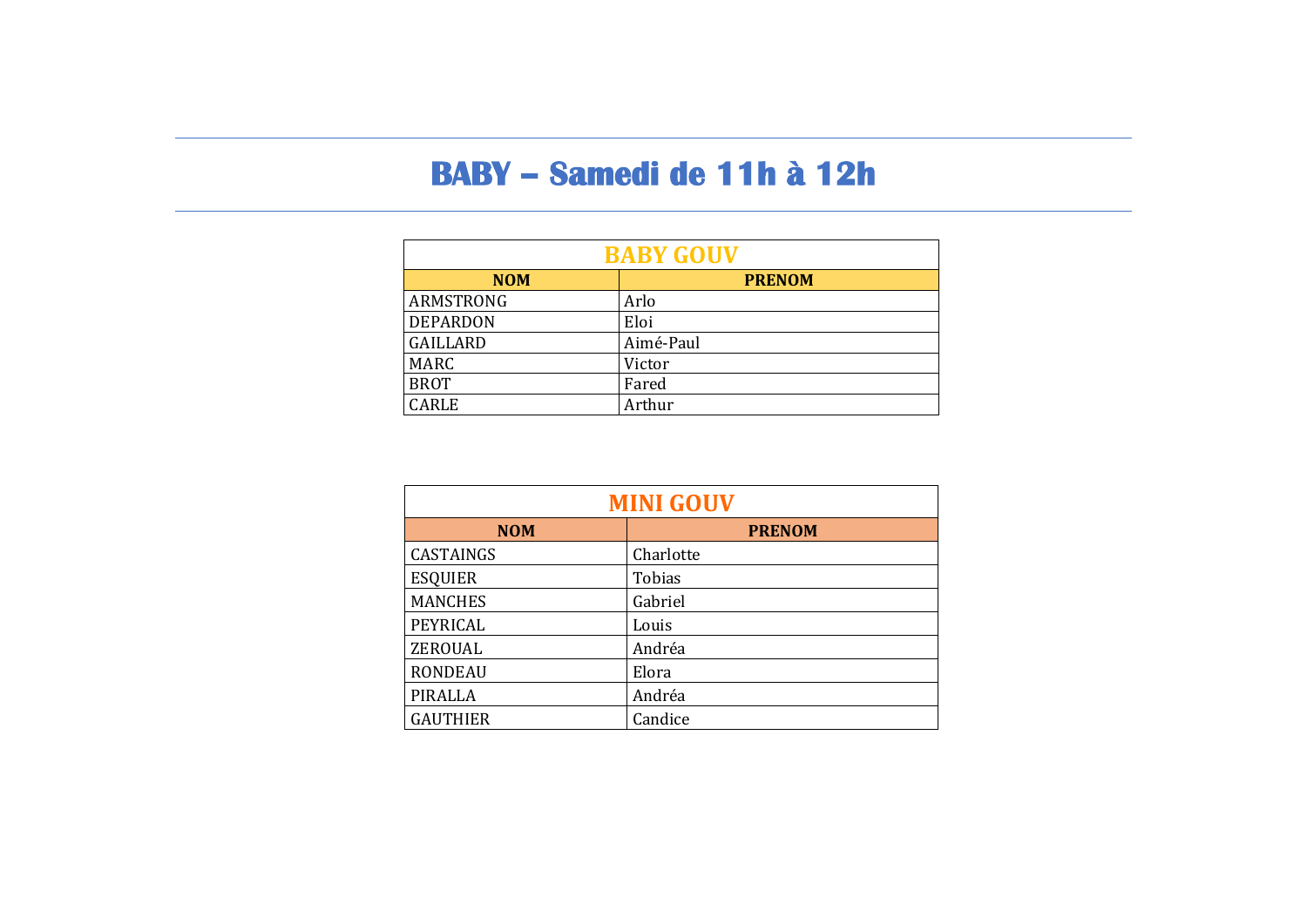# BABY – Samedi de 11h à 12h

| BABY GOUV | |
|---|---|
| **NOM** | **PRENOM** |
| ARMSTRONG | Arlo |
| DEPARDON | Eloi |
| GAILLARD | Aimé-Paul |
| MARC | Victor |
| BROT | Fared |
| CARLE | Arthur |

| MINI GOUV | |
|---|---|
| **NOM** | **PRENOM** |
| CASTAINGS | Charlotte |
| ESQUIER | Tobias |
| MANCHES | Gabriel |
| PEYRICAL | Louis |
| ZEROUAL | Andréa |
| RONDEAU | Elora |
| PIRALLA | Andréa |
| GAUTHIER | Candice |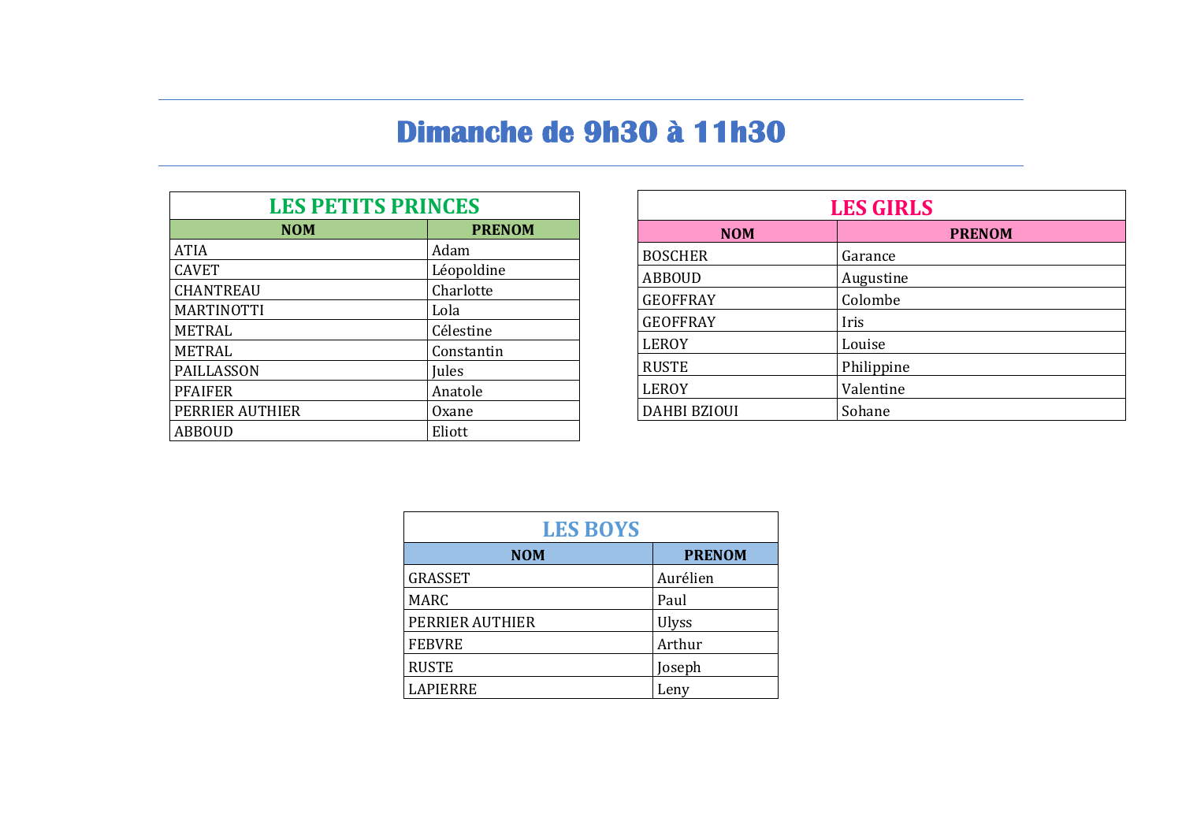# Dimanche de 9h30 à 11h30

## LES PETITS PRINCES

| NOM | PRENOM |
|---|---|
| ATIA | Adam |
| CAVET | Léopoldine |
| CHANTREAU | Charlotte |
| MARTINOTTI | Lola |
| METRAL | Célestine |
| METRAL | Constantin |
| PAILLASSON | Jules |
| PFAIFER | Anatole |
| PERRIER AUTHIER | Oxane |
| ABBOUD | Eliott |

## LES GIRLS

| NOM | PRENOM |
|---|---|
| BOSCHER | Garance |
| ABBOUD | Augustine |
| GEOFFRAY | Colombe |
| GEOFFRAY | Iris |
| LEROY | Louise |
| RUSTE | Philippine |
| LEROY | Valentine |
| DAHBI BZIOUI | Sohane |

## LES BOYS

| NOM | PRENOM |
|---|---|
| GRASSET | Aurélien |
| MARC | Paul |
| PERRIER AUTHIER | Ulyss |
| FEBVRE | Arthur |
| RUSTE | Joseph |
| LAPIERRE | Leny |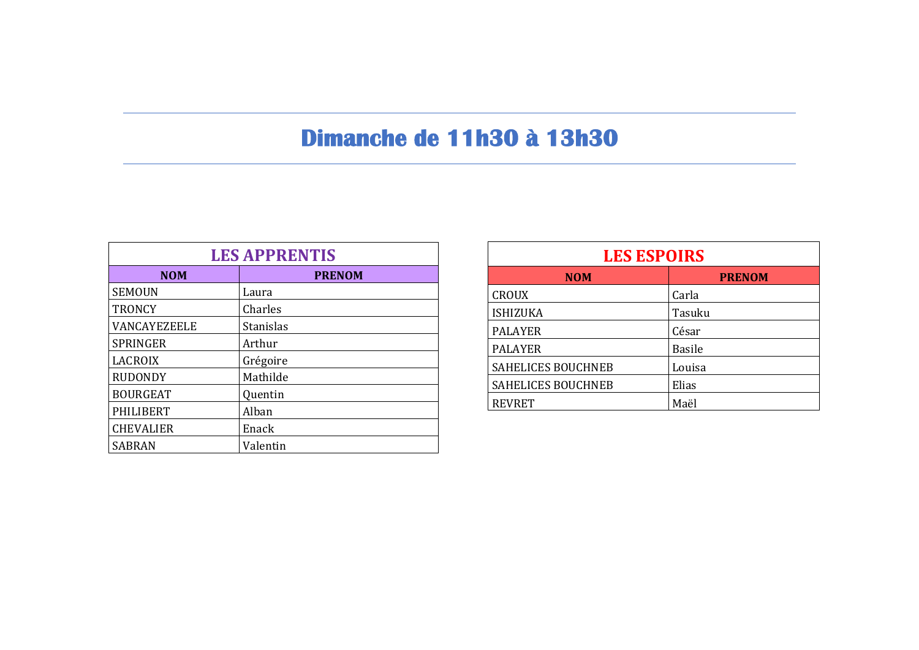# Dimanche de 11h30 à 13h30

| LES APPRENTIS | |
|---|---|
| **NOM** | **PRENOM** |
| SEMOUN | Laura |
| TRONCY | Charles |
| VANCAYEZEELE | Stanislas |
| SPRINGER | Arthur |
| LACROIX | Grégoire |
| RUDONDY | Mathilde |
| BOURGEAT | Quentin |
| PHILIBERT | Alban |
| CHEVALIER | Enack |
| SABRAN | Valentin |

| LES ESPOIRS | |
|---|---|
| **NOM** | **PRENOM** |
| CROUX | Carla |
| ISHIZUKA | Tasuku |
| PALAYER | César |
| PALAYER | Basile |
| SAHELICES BOUCHNEB | Louisa |
| SAHELICES BOUCHNEB | Elias |
| REVRET | Maël |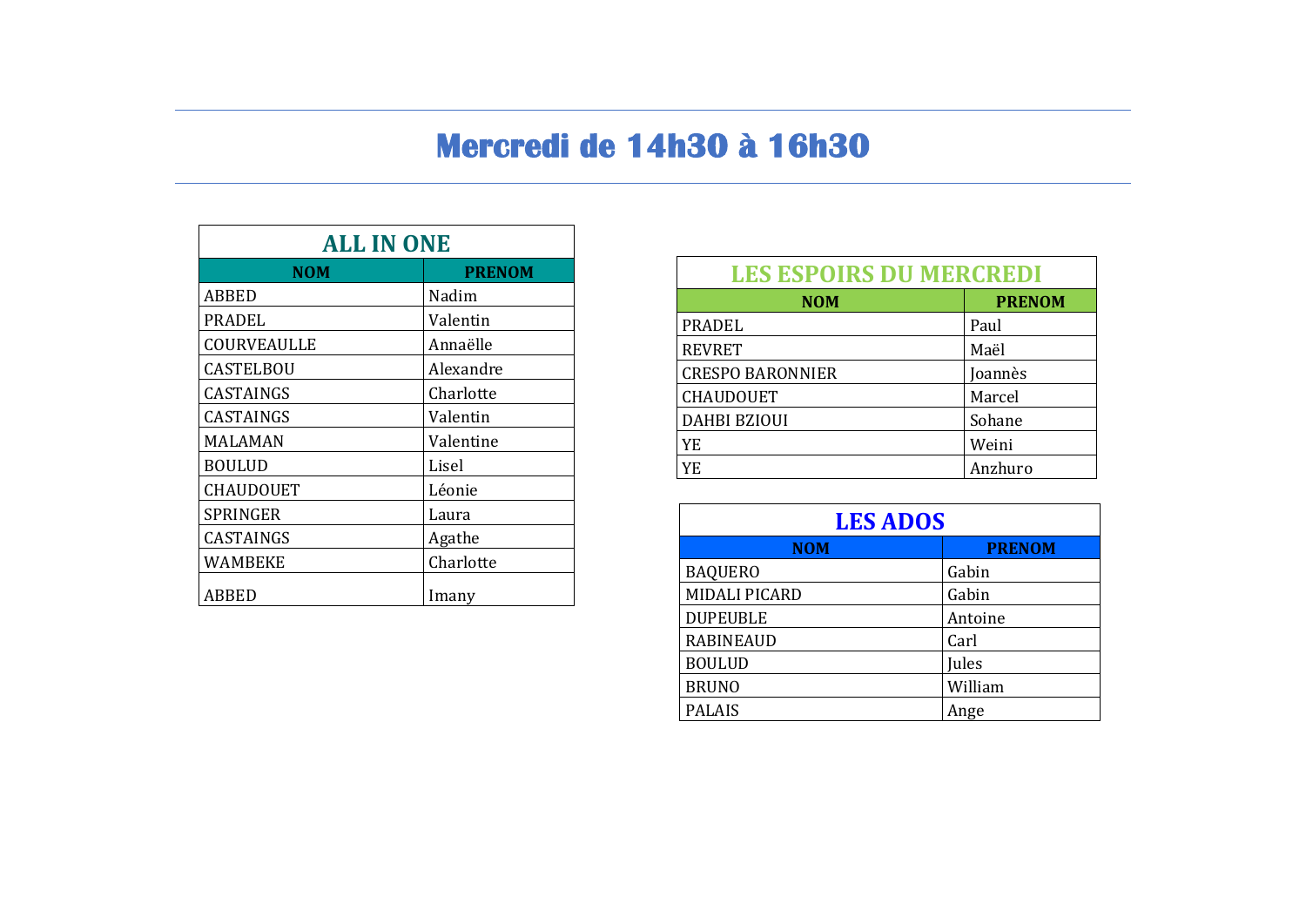# Mercredi de 14h30 à 16h30

## ALL IN ONE

| NOM | PRENOM |
|---|---|
| ABBED | Nadim |
| PRADEL | Valentin |
| COURVEAULLE | Annaëlle |
| CASTELBOU | Alexandre |
| CASTAINGS | Charlotte |
| CASTAINGS | Valentin |
| MALAMAN | Valentine |
| BOULUD | Lisel |
| CHAUDOUET | Léonie |
| SPRINGER | Laura |
| CASTAINGS | Agathe |
| WAMBEKE | Charlotte |
| ABBED | Imany |

## LES ESPOIRS DU MERCREDI

| NOM | PRENOM |
|---|---|
| PRADEL | Paul |
| REVRET | Maël |
| CRESPO BARONNIER | Joannès |
| CHAUDOUET | Marcel |
| DAHBI BZIOUI | Sohane |
| YE | Weini |
| YE | Anzhuro |

## LES ADOS

| NOM | PRENOM |
|---|---|
| BAQUERO | Gabin |
| MIDALI PICARD | Gabin |
| DUPEUBLE | Antoine |
| RABINEAUD | Carl |
| BOULUD | Jules |
| BRUNO | William |
| PALAIS | Ange |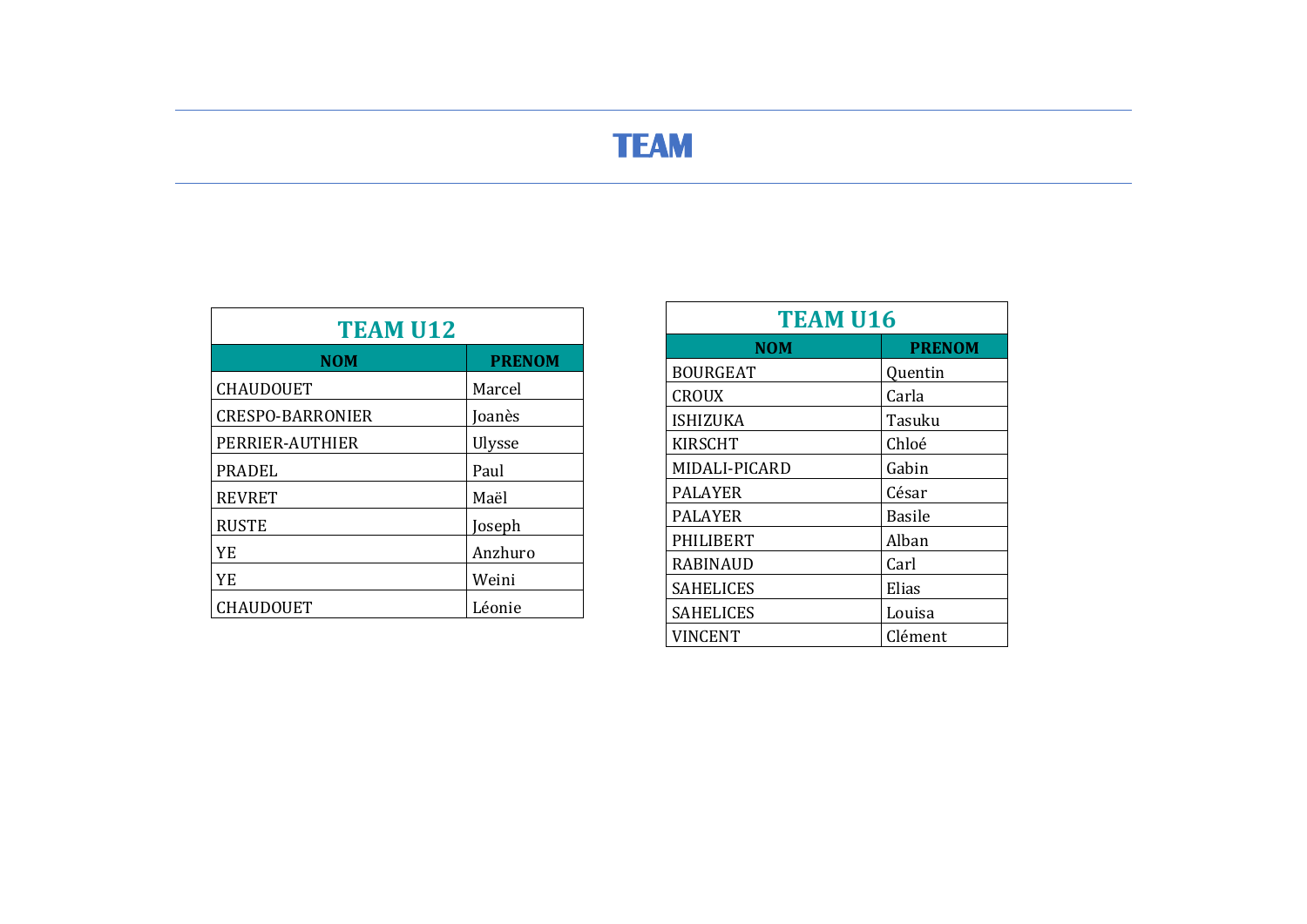# TEAM

## TEAM U12

| NOM | PRENOM |
| --- | --- |
| CHAUDOUET | Marcel |
| CRESPO-BARRONIER | Joanès |
| PERRIER-AUTHIER | Ulysse |
| PRADEL | Paul |
| REVRET | Maël |
| RUSTE | Joseph |
| YE | Anzhuro |
| YE | Weini |
| CHAUDOUET | Léonie |

## TEAM U16

| NOM | PRENOM |
| --- | --- |
| BOURGEAT | Quentin |
| CROUX | Carla |
| ISHIZUKA | Tasuku |
| KIRSCHT | Chloé |
| MIDALI-PICARD | Gabin |
| PALAYER | César |
| PALAYER | Basile |
| PHILIBERT | Alban |
| RABINAUD | Carl |
| SAHELICES | Elias |
| SAHELICES | Louisa |
| VINCENT | Clément |